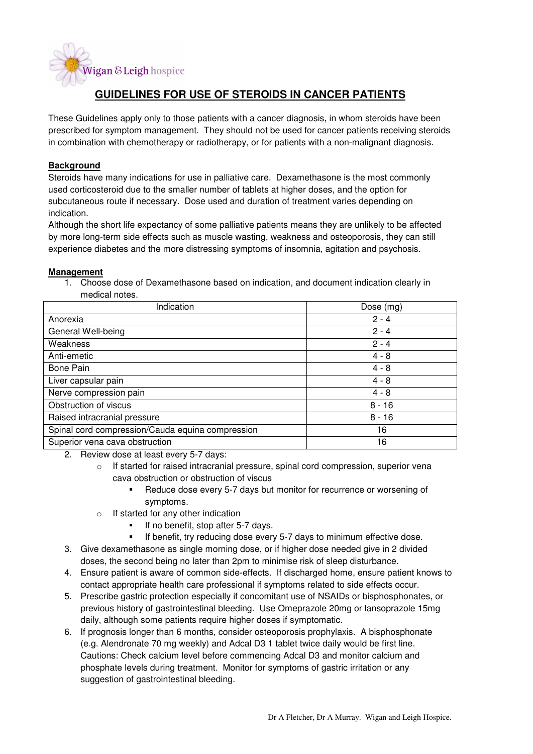Wigan & Leigh hospice

# GUIDELINES FOR USE OF STEROIDS IN CANCER PATIENTS

These Guidelines apply only to those patients with a cancer diagnosis, in whom steroids have been prescribed for symptom management. They should not be used for cancer patients receiving steroids in combination with chemotherapy or radiotherapy, or for patients with a non-malignant diagnosis.

**Background**

Steroids have many indications for use in palliative care. Dexamethasone is the most commonly used corticosteroid due to the smaller number of tablets at higher doses, and the option for subcutaneous route if necessary. Dose used and duration of treatment varies depending on indication.

Although the short life expectancy of some palliative patients means they are unlikely to be affected by more long-term side effects such as muscle wasting, weakness and osteoporosis, they can still experience diabetes and the more distressing symptoms of insomnia, agitation and psychosis.

**Management**

1. Choose dose of Dexamethasone based on indication, and document indication clearly in medical notes.

| Indication | Dose (mg) |
|---|---|
| Anorexia | 2 - 4 |
| General Well-being | 2 - 4 |
| Weakness | 2 - 4 |
| Anti-emetic | 4 - 8 |
| Bone Pain | 4 - 8 |
| Liver capsular pain | 4 - 8 |
| Nerve compression pain | 4 - 8 |
| Obstruction of viscus | 8 - 16 |
| Raised intracranial pressure | 8 - 16 |
| Spinal cord compression/Cauda equina compression | 16 |
| Superior vena cava obstruction | 16 |

2. Review dose at least every 5-7 days:
   - If started for raised intracranial pressure, spinal cord compression, superior vena cava obstruction or obstruction of viscus
     - Reduce dose every 5-7 days but monitor for recurrence or worsening of symptoms.
   - If started for any other indication
     - If no benefit, stop after 5-7 days.
     - If benefit, try reducing dose every 5-7 days to minimum effective dose.
3. Give dexamethasone as single morning dose, or if higher dose needed give in 2 divided doses, the second being no later than 2pm to minimise risk of sleep disturbance.
4. Ensure patient is aware of common side-effects. If discharged home, ensure patient knows to contact appropriate health care professional if symptoms related to side effects occur.
5. Prescribe gastric protection especially if concomitant use of NSAIDs or bisphosphonates, or previous history of gastrointestinal bleeding. Use Omeprazole 20mg or lansoprazole 15mg daily, although some patients require higher doses if symptomatic.
6. If prognosis longer than 6 months, consider osteoporosis prophylaxis. A bisphosphonate (e.g. Alendronate 70 mg weekly) and Adcal D3 1 tablet twice daily would be first line. Cautions: Check calcium level before commencing Adcal D3 and monitor calcium and phosphate levels during treatment. Monitor for symptoms of gastric irritation or any suggestion of gastrointestinal bleeding.

Dr A Fletcher, Dr A Murray. Wigan and Leigh Hospice.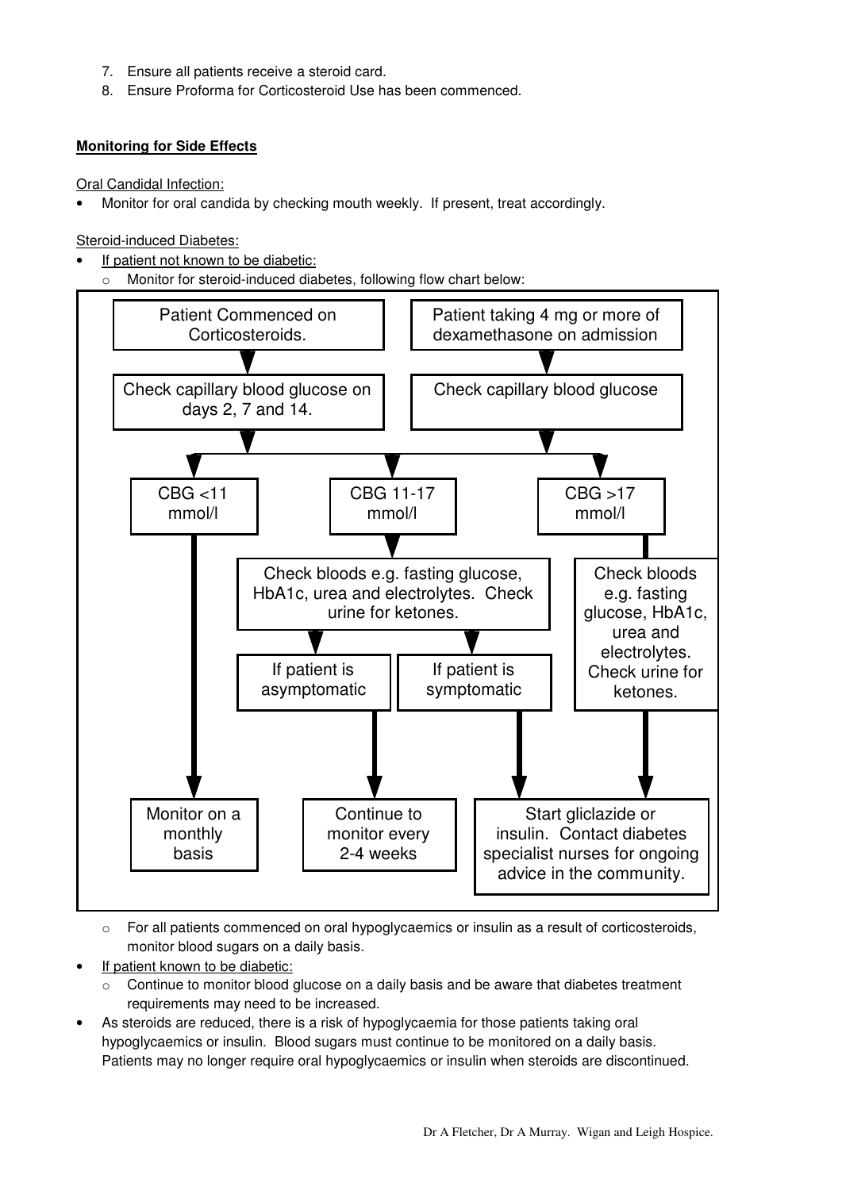7. Ensure all patients receive a steroid card.
8. Ensure Proforma for Corticosteroid Use has been commenced.

**Monitoring for Side Effects**

Oral Candidal Infection:

- Monitor for oral candida by checking mouth weekly. If present, treat accordingly.

Steroid-induced Diabetes:

- If patient not known to be diabetic:
  - Monitor for steroid-induced diabetes, following flow chart below:

Patient Commenced on Corticosteroids. → Check capillary blood glucose on days 2, 7 and 14.

Patient taking 4 mg or more of dexamethasone on admission → Check capillary blood glucose

- CBG <11 mmol/l → Monitor on a monthly basis
- CBG 11-17 mmol/l → Check bloods e.g. fasting glucose, HbA1c, urea and electrolytes. Check urine for ketones.
  - If patient is asymptomatic → Continue to monitor every 2-4 weeks
  - If patient is symptomatic → Start gliclazide or insulin. Contact diabetes specialist nurses for ongoing advice in the community.
- CBG >17 mmol/l → Check bloods e.g. fasting glucose, HbA1c, urea and electrolytes. Check urine for ketones. → Start gliclazide or insulin. Contact diabetes specialist nurses for ongoing advice in the community.

  - For all patients commenced on oral hypoglycaemics or insulin as a result of corticosteroids, monitor blood sugars on a daily basis.
- If patient known to be diabetic:
  - Continue to monitor blood glucose on a daily basis and be aware that diabetes treatment requirements may need to be increased.
- As steroids are reduced, there is a risk of hypoglycaemia for those patients taking oral hypoglycaemics or insulin. Blood sugars must continue to be monitored on a daily basis. Patients may no longer require oral hypoglycaemics or insulin when steroids are discontinued.

Dr A Fletcher, Dr A Murray. Wigan and Leigh Hospice.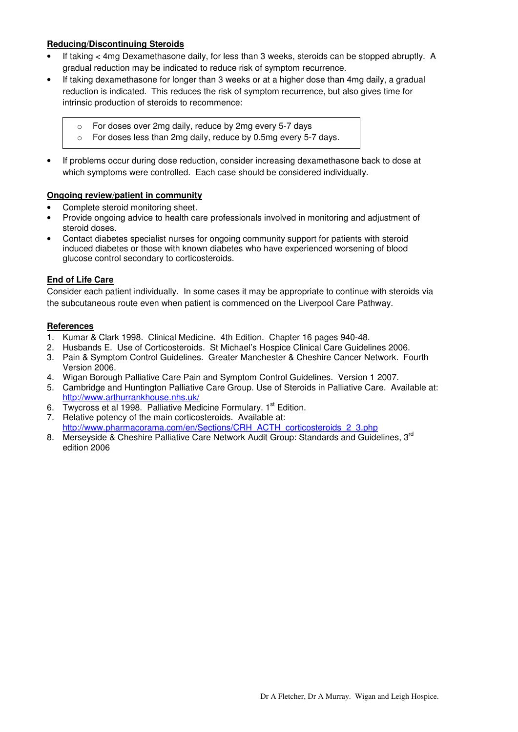**Reducing/Discontinuing Steroids**

- If taking < 4mg Dexamethasone daily, for less than 3 weeks, steroids can be stopped abruptly. A gradual reduction may be indicated to reduce risk of symptom recurrence.
- If taking dexamethasone for longer than 3 weeks or at a higher dose than 4mg daily, a gradual reduction is indicated. This reduces the risk of symptom recurrence, but also gives time for intrinsic production of steroids to recommence:
    - For doses over 2mg daily, reduce by 2mg every 5-7 days
    - For doses less than 2mg daily, reduce by 0.5mg every 5-7 days.
- If problems occur during dose reduction, consider increasing dexamethasone back to dose at which symptoms were controlled. Each case should be considered individually.

**Ongoing review/patient in community**

- Complete steroid monitoring sheet.
- Provide ongoing advice to health care professionals involved in monitoring and adjustment of steroid doses.
- Contact diabetes specialist nurses for ongoing community support for patients with steroid induced diabetes or those with known diabetes who have experienced worsening of blood glucose control secondary to corticosteroids.

**End of Life Care**

Consider each patient individually. In some cases it may be appropriate to continue with steroids via the subcutaneous route even when patient is commenced on the Liverpool Care Pathway.

**References**

1. Kumar & Clark 1998. Clinical Medicine. 4th Edition. Chapter 16 pages 940-48.
2. Husbands E. Use of Corticosteroids. St Michael's Hospice Clinical Care Guidelines 2006.
3. Pain & Symptom Control Guidelines. Greater Manchester & Cheshire Cancer Network. Fourth Version 2006.
4. Wigan Borough Palliative Care Pain and Symptom Control Guidelines. Version 1 2007.
5. Cambridge and Huntington Palliative Care Group. Use of Steroids in Palliative Care. Available at: http://www.arthurrankhouse.nhs.uk/
6. Twycross et al 1998. Palliative Medicine Formulary. 1st Edition.
7. Relative potency of the main corticosteroids. Available at: http://www.pharmacorama.com/en/Sections/CRH_ACTH_corticosteroids_2_3.php
8. Merseyside & Cheshire Palliative Care Network Audit Group: Standards and Guidelines, 3rd edition 2006

Dr A Fletcher, Dr A Murray. Wigan and Leigh Hospice.